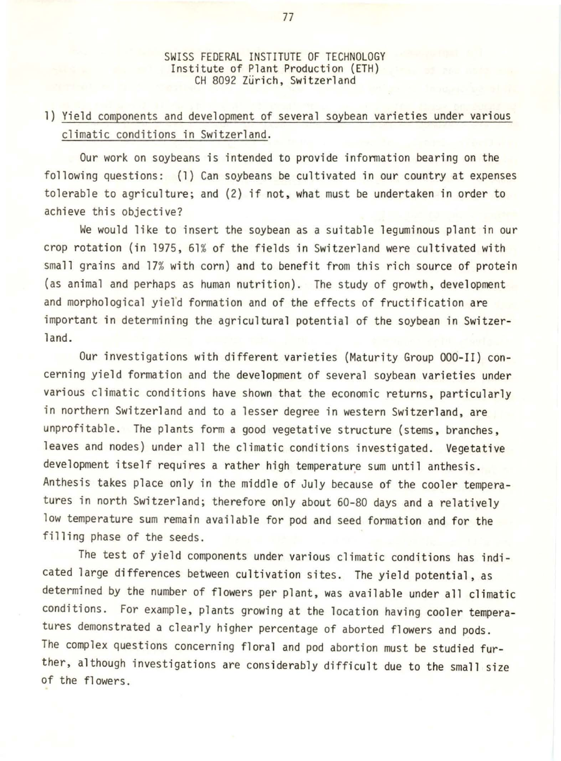SWISS FEDERAL INSTITUTE OF TECHNOLOGY
Institute of Plant Production (ETH)
CH 8092 Zürich, Switzerland

## 1) Yield components and development of several soybean varieties under various climatic conditions in Switzerland.

Our work on soybeans is intended to provide information bearing on the following questions: (1) Can soybeans be cultivated in our country at expenses tolerable to agriculture; and (2) if not, what must be undertaken in order to achieve this objective?

We would like to insert the soybean as a suitable leguminous plant in our crop rotation (in 1975, 61% of the fields in Switzerland were cultivated with small grains and 17% with corn) and to benefit from this rich source of protein (as animal and perhaps as human nutrition). The study of growth, development and morphological yield formation and of the effects of fructification are important in determining the agricultural potential of the soybean in Switzerland.

Our investigations with different varieties (Maturity Group 000-II) concerning yield formation and the development of several soybean varieties under various climatic conditions have shown that the economic returns, particularly in northern Switzerland and to a lesser degree in western Switzerland, are unprofitable. The plants form a good vegetative structure (stems, branches, leaves and nodes) under all the climatic conditions investigated. Vegetative development itself requires a rather high temperature sum until anthesis. Anthesis takes place only in the middle of July because of the cooler temperatures in north Switzerland; therefore only about 60-80 days and a relatively low temperature sum remain available for pod and seed formation and for the filling phase of the seeds.

The test of yield components under various climatic conditions has indicated large differences between cultivation sites. The yield potential, as determined by the number of flowers per plant, was available under all climatic conditions. For example, plants growing at the location having cooler temperatures demonstrated a clearly higher percentage of aborted flowers and pods. The complex questions concerning floral and pod abortion must be studied further, although investigations are considerably difficult due to the small size of the flowers.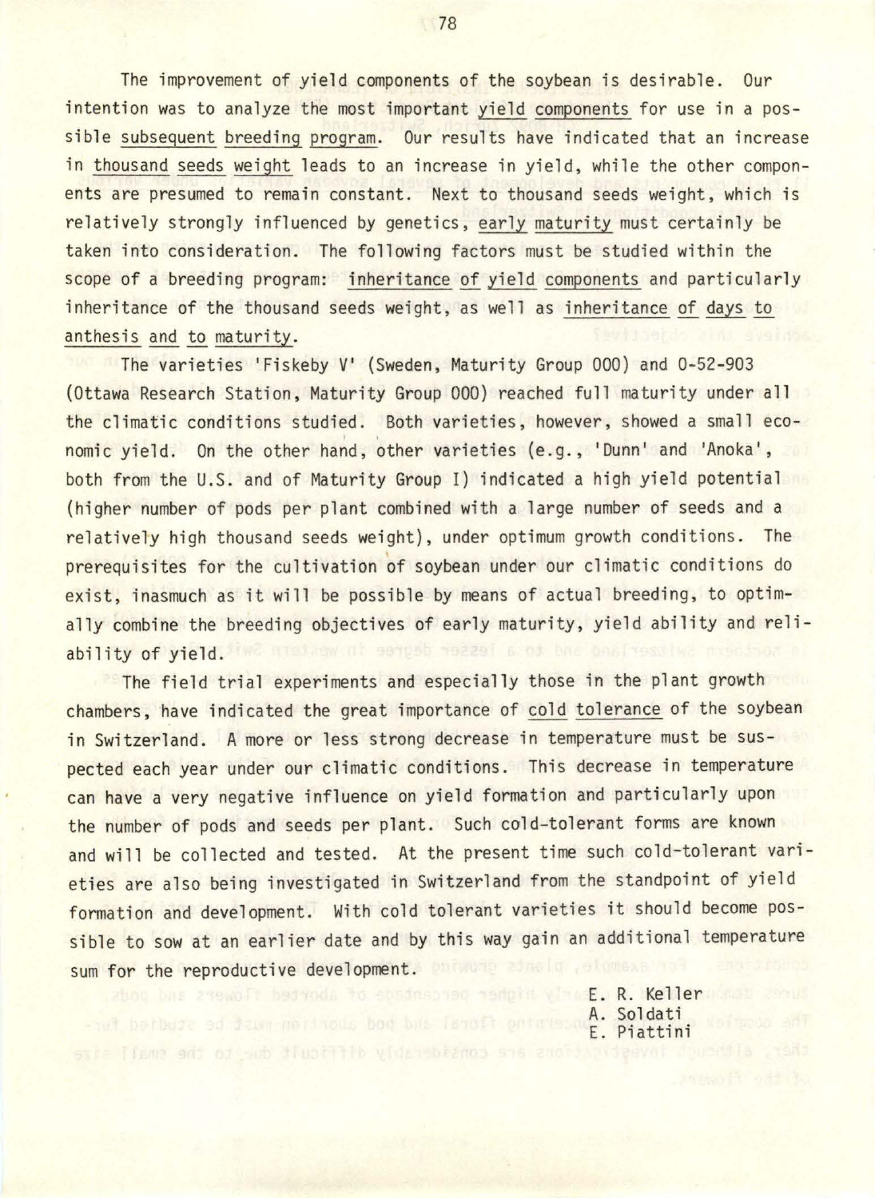The improvement of yield components of the soybean is desirable. Our intention was to analyze the most important yield components for use in a possible subsequent breeding program. Our results have indicated that an increase in thousand seeds weight leads to an increase in yield, while the other components are presumed to remain constant. Next to thousand seeds weight, which is relatively strongly influenced by genetics, early maturity must certainly be taken into consideration. The following factors must be studied within the scope of a breeding program: inheritance of yield components and particularly inheritance of the thousand seeds weight, as well as inheritance of days to anthesis and to maturity.

The varieties 'Fiskeby V' (Sweden, Maturity Group 000) and 0-52-903 (Ottawa Research Station, Maturity Group 000) reached full maturity under all the climatic conditions studied. Both varieties, however, showed a small economic yield. On the other hand, other varieties (e.g., 'Dunn' and 'Anoka', both from the U.S. and of Maturity Group I) indicated a high yield potential (higher number of pods per plant combined with a large number of seeds and a relatively high thousand seeds weight), under optimum growth conditions. The prerequisites for the cultivation of soybean under our climatic conditions do exist, inasmuch as it will be possible by means of actual breeding, to optimally combine the breeding objectives of early maturity, yield ability and reliability of yield.

The field trial experiments and especially those in the plant growth chambers, have indicated the great importance of cold tolerance of the soybean in Switzerland. A more or less strong decrease in temperature must be suspected each year under our climatic conditions. This decrease in temperature can have a very negative influence on yield formation and particularly upon the number of pods and seeds per plant. Such cold-tolerant forms are known and will be collected and tested. At the present time such cold-tolerant varieties are also being investigated in Switzerland from the standpoint of yield formation and development. With cold tolerant varieties it should become possible to sow at an earlier date and by this way gain an additional temperature sum for the reproductive development.

E. R. Keller  
A. Soldati  
E. Piattini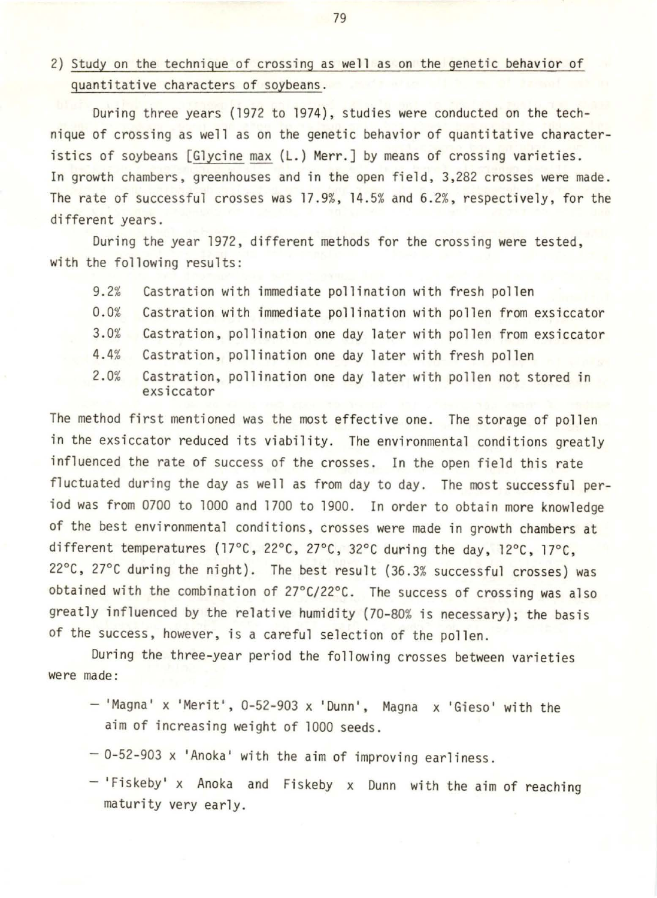2) Study on the technique of crossing as well as on the genetic behavior of quantitative characters of soybeans.

During three years (1972 to 1974), studies were conducted on the technique of crossing as well as on the genetic behavior of quantitative characteristics of soybeans [*Glycine max* (L.) Merr.] by means of crossing varieties. In growth chambers, greenhouses and in the open field, 3,282 crosses were made. The rate of successful crosses was 17.9%, 14.5% and 6.2%, respectively, for the different years.

During the year 1972, different methods for the crossing were tested, with the following results:

| | |
|---|---|
| 9.2% | Castration with immediate pollination with fresh pollen |
| 0.0% | Castration with immediate pollination with pollen from exsiccator |
| 3.0% | Castration, pollination one day later with pollen from exsiccator |
| 4.4% | Castration, pollination one day later with fresh pollen |
| 2.0% | Castration, pollination one day later with pollen not stored in exsiccator |

The method first mentioned was the most effective one. The storage of pollen in the exsiccator reduced its viability. The environmental conditions greatly influenced the rate of success of the crosses. In the open field this rate fluctuated during the day as well as from day to day. The most successful period was from 0700 to 1000 and 1700 to 1900. In order to obtain more knowledge of the best environmental conditions, crosses were made in growth chambers at different temperatures (17°C, 22°C, 27°C, 32°C during the day, 12°C, 17°C, 22°C, 27°C during the night). The best result (36.3% successful crosses) was obtained with the combination of 27°C/22°C. The success of crossing was also greatly influenced by the relative humidity (70-80% is necessary); the basis of the success, however, is a careful selection of the pollen.

During the three-year period the following crosses between varieties were made:

- 'Magna' x 'Merit', 0-52-903 x 'Dunn', Magna x 'Gieso' with the aim of increasing weight of 1000 seeds.
- 0-52-903 x 'Anoka' with the aim of improving earliness.
- 'Fiskeby' x Anoka and Fiskeby x Dunn with the aim of reaching maturity very early.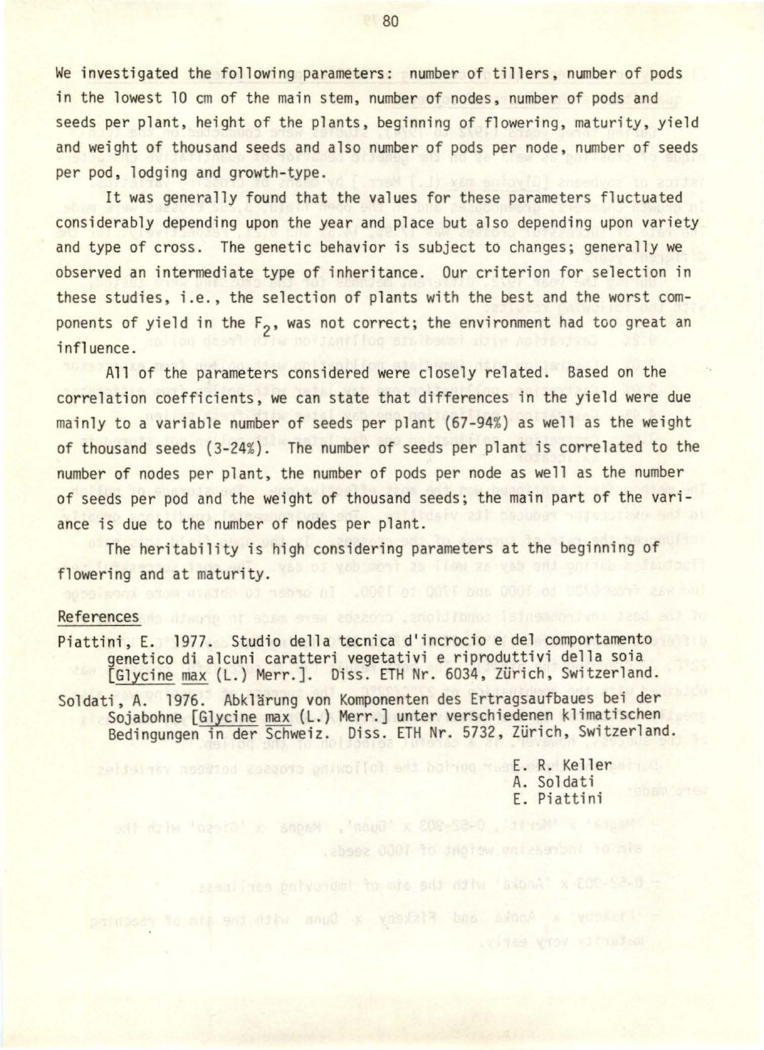We investigated the following parameters: number of tillers, number of pods in the lowest 10 cm of the main stem, number of nodes, number of pods and seeds per plant, height of the plants, beginning of flowering, maturity, yield and weight of thousand seeds and also number of pods per node, number of seeds per pod, lodging and growth-type.

It was generally found that the values for these parameters fluctuated considerably depending upon the year and place but also depending upon variety and type of cross. The genetic behavior is subject to changes; generally we observed an intermediate type of inheritance. Our criterion for selection in these studies, i.e., the selection of plants with the best and the worst components of yield in the $F_2$, was not correct; the environment had too great an influence.

All of the parameters considered were closely related. Based on the correlation coefficients, we can state that differences in the yield were due mainly to a variable number of seeds per plant (67-94%) as well as the weight of thousand seeds (3-24%). The number of seeds per plant is correlated to the number of nodes per plant, the number of pods per node as well as the number of seeds per pod and the weight of thousand seeds; the main part of the variance is due to the number of nodes per plant.

The heritability is high considering parameters at the beginning of flowering and at maturity.

## References

Piattini, E. 1977. Studio della tecnica d'incrocio e del comportamento genetico di alcuni caratteri vegetativi e riproduttivi della soia [Glycine max (L.) Merr.]. Diss. ETH Nr. 6034, Zürich, Switzerland.

Soldati, A. 1976. Abklärung von Komponenten des Ertragsaufbaues bei der Sojabohne [Glycine max (L.) Merr.] unter verschiedenen klimatischen Bedingungen in der Schweiz. Diss. ETH Nr. 5732, Zürich, Switzerland.

E. R. Keller
A. Soldati
E. Piattini